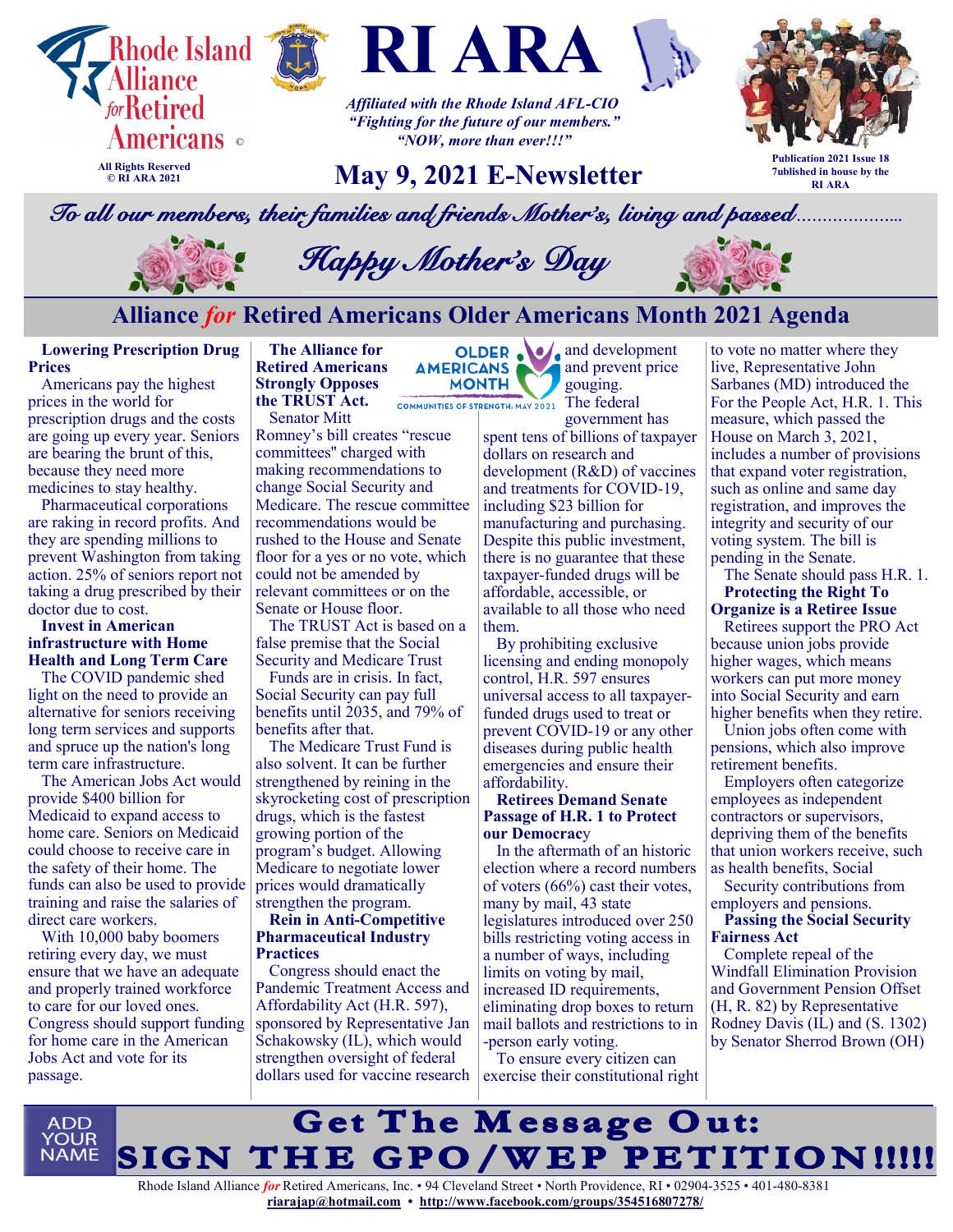# RI ARA

Rhode Island Alliance *for* Retired Americans ©

All Rights Reserved
© RI ARA 2021

*Affiliated with the Rhode Island AFL-CIO*
*"Fighting for the future of our members."*
*"NOW, more than ever!!!"*

## May 9, 2021 E-Newsletter

Publication 2021 Issue 18
7ublished in house by the RI ARA

*To all our members, their families and friends Mother's, living and passed.....................*

*Happy Mother's Day*

## Alliance *for* Retired Americans Older Americans Month 2021 Agenda

**Lowering Prescription Drug Prices**

Americans pay the highest prices in the world for prescription drugs and the costs are going up every year. Seniors are bearing the brunt of this, because they need more medicines to stay healthy.

Pharmaceutical corporations are raking in record profits. And they are spending millions to prevent Washington from taking action. 25% of seniors report not taking a drug prescribed by their doctor due to cost.

**Invest in American infrastructure with Home Health and Long Term Care**

The COVID pandemic shed light on the need to provide an alternative for seniors receiving long term services and supports and spruce up the nation's long term care infrastructure.

The American Jobs Act would provide $400 billion for Medicaid to expand access to home care. Seniors on Medicaid could choose to receive care in the safety of their home. The funds can also be used to provide training and raise the salaries of direct care workers.

With 10,000 baby boomers retiring every day, we must ensure that we have an adequate and properly trained workforce to care for our loved ones. Congress should support funding for home care in the American Jobs Act and vote for its passage.

**The Alliance for Retired Americans Strongly Opposes the TRUST Act.**

Senator Mitt Romney's bill creates "rescue committees" charged with making recommendations to change Social Security and Medicare. The rescue committee recommendations would be rushed to the House and Senate floor for a yes or no vote, which could not be amended by relevant committees or on the Senate or House floor.

The TRUST Act is based on a false premise that the Social Security and Medicare Trust Funds are in crisis. In fact, Social Security can pay full benefits until 2035, and 79% of benefits after that.

The Medicare Trust Fund is also solvent. It can be further strengthened by reining in the skyrocketing cost of prescription drugs, which is the fastest growing portion of the program's budget. Allowing Medicare to negotiate lower prices would dramatically strengthen the program.

**Rein in Anti-Competitive Pharmaceutical Industry Practices**

Congress should enact the Pandemic Treatment Access and Affordability Act (H.R. 597), sponsored by Representative Jan Schakowsky (IL), which would strengthen oversight of federal dollars used for vaccine research and development and prevent price gouging.

OLDER AMERICANS MONTH
COMMUNITIES OF STRENGTH: MAY 2021

The federal government has spent tens of billions of taxpayer dollars on research and development (R&D) of vaccines and treatments for COVID-19, including $23 billion for manufacturing and purchasing. Despite this public investment, there is no guarantee that these taxpayer-funded drugs will be affordable, accessible, or available to all those who need them.

By prohibiting exclusive licensing and ending monopoly control, H.R. 597 ensures universal access to all taxpayer-funded drugs used to treat or prevent COVID-19 or any other diseases during public health emergencies and ensure their affordability.

**Retirees Demand Senate Passage of H.R. 1 to Protect our Democracy**

In the aftermath of an historic election where a record numbers of voters (66%) cast their votes, many by mail, 43 state legislatures introduced over 250 bills restricting voting access in a number of ways, including limits on voting by mail, increased ID requirements, eliminating drop boxes to return mail ballots and restrictions to in-person early voting.

To ensure every citizen can exercise their constitutional right to vote no matter where they live, Representative John Sarbanes (MD) introduced the For the People Act, H.R. 1. This measure, which passed the House on March 3, 2021, includes a number of provisions that expand voter registration, such as online and same day registration, and improves the integrity and security of our voting system. The bill is pending in the Senate.

The Senate should pass H.R. 1.

**Protecting the Right To Organize is a Retiree Issue**

Retirees support the PRO Act because union jobs provide higher wages, which means workers can put more money into Social Security and earn higher benefits when they retire.

Union jobs often come with pensions, which also improve retirement benefits.

Employers often categorize employees as independent contractors or supervisors, depriving them of the benefits that union workers receive, such as health benefits, Social Security contributions from employers and pensions.

**Passing the Social Security Fairness Act**

Complete repeal of the Windfall Elimination Provision and Government Pension Offset (H, R. 82) by Representative Rodney Davis (IL) and (S. 1302) by Senator Sherrod Brown (OH)

ADD YOUR NAME

## Get The Message Out: SIGN THE GPO/WEP PETITION!!!!!

Rhode Island Alliance *for* Retired Americans, Inc. • 94 Cleveland Street • North Providence, RI • 02904-3525 • 401-480-8381
riarajap@hotmail.com • http://www.facebook.com/groups/354516807278/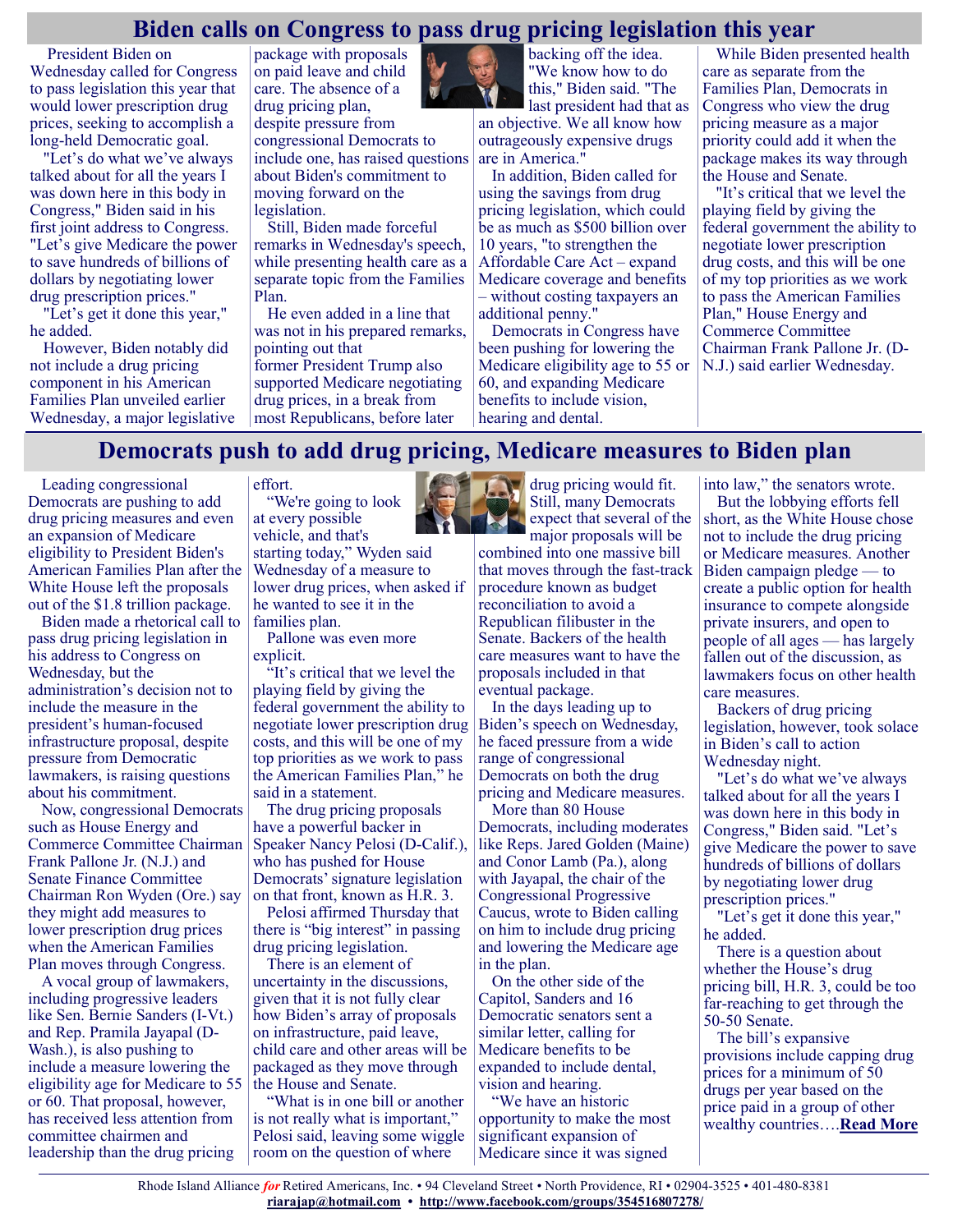# Biden calls on Congress to pass drug pricing legislation this year

President Biden on Wednesday called for Congress to pass legislation this year that would lower prescription drug prices, seeking to accomplish a long-held Democratic goal.

"Let's do what we've always talked about for all the years I was down here in this body in Congress," Biden said in his first joint address to Congress. "Let's give Medicare the power to save hundreds of billions of dollars by negotiating lower drug prescription prices."

"Let's get it done this year," he added.

However, Biden notably did not include a drug pricing component in his American Families Plan unveiled earlier Wednesday, a major legislative package with proposals on paid leave and child care. The absence of a drug pricing plan, despite pressure from congressional Democrats to include one, has raised questions about Biden's commitment to moving forward on the legislation.

Still, Biden made forceful remarks in Wednesday's speech, while presenting health care as a separate topic from the Families Plan.

He even added in a line that was not in his prepared remarks, pointing out that former President Trump also supported Medicare negotiating drug prices, in a break from most Republicans, before later backing off the idea. "We know how to do this," Biden said. "The last president had that as an objective. We all know how outrageously expensive drugs are in America."

In addition, Biden called for using the savings from drug pricing legislation, which could be as much as $500 billion over 10 years, "to strengthen the Affordable Care Act – expand Medicare coverage and benefits – without costing taxpayers an additional penny."

Democrats in Congress have been pushing for lowering the Medicare eligibility age to 55 or 60, and expanding Medicare benefits to include vision, hearing and dental.

While Biden presented health care as separate from the Families Plan, Democrats in Congress who view the drug pricing measure as a major priority could add it when the package makes its way through the House and Senate.

"It's critical that we level the playing field by giving the federal government the ability to negotiate lower prescription drug costs, and this will be one of my top priorities as we work to pass the American Families Plan," House Energy and Commerce Committee Chairman Frank Pallone Jr. (D-N.J.) said earlier Wednesday.

# Democrats push to add drug pricing, Medicare measures to Biden plan

Leading congressional Democrats are pushing to add drug pricing measures and even an expansion of Medicare eligibility to President Biden's American Families Plan after the White House left the proposals out of the $1.8 trillion package.

Biden made a rhetorical call to pass drug pricing legislation in his address to Congress on Wednesday, but the administration's decision not to include the measure in the president's human-focused infrastructure proposal, despite pressure from Democratic lawmakers, is raising questions about his commitment.

Now, congressional Democrats such as House Energy and Commerce Committee Chairman Frank Pallone Jr. (N.J.) and Senate Finance Committee Chairman Ron Wyden (Ore.) say they might add measures to lower prescription drug prices when the American Families Plan moves through Congress.

A vocal group of lawmakers, including progressive leaders like Sen. Bernie Sanders (I-Vt.) and Rep. Pramila Jayapal (D-Wash.), is also pushing to include a measure lowering the eligibility age for Medicare to 55 or 60. That proposal, however, has received less attention from committee chairmen and leadership than the drug pricing effort.

"We're going to look at every possible vehicle, and that's starting today," Wyden said Wednesday of a measure to lower drug prices, when asked if he wanted to see it in the families plan.

Pallone was even more explicit.

"It's critical that we level the playing field by giving the federal government the ability to negotiate lower prescription drug costs, and this will be one of my top priorities as we work to pass the American Families Plan," he said in a statement.

The drug pricing proposals have a powerful backer in Speaker Nancy Pelosi (D-Calif.), who has pushed for House Democrats' signature legislation on that front, known as H.R. 3.

Pelosi affirmed Thursday that there is "big interest" in passing drug pricing legislation.

There is an element of uncertainty in the discussions, given that it is not fully clear how Biden's array of proposals on infrastructure, paid leave, child care and other areas will be packaged as they move through the House and Senate.

"What is in one bill or another is not really what is important," Pelosi said, leaving some wiggle room on the question of where drug pricing would fit. Still, many Democrats expect that several of the major proposals will be combined into one massive bill that moves through the fast-track procedure known as budget reconciliation to avoid a Republican filibuster in the Senate. Backers of the health care measures want to have the proposals included in that eventual package.

In the days leading up to Biden's speech on Wednesday, he faced pressure from a wide range of congressional Democrats on both the drug pricing and Medicare measures.

More than 80 House Democrats, including moderates like Reps. Jared Golden (Maine) and Conor Lamb (Pa.), along with Jayapal, the chair of the Congressional Progressive Caucus, wrote to Biden calling on him to include drug pricing and lowering the Medicare age in the plan.

On the other side of the Capitol, Sanders and 16 Democratic senators sent a similar letter, calling for Medicare benefits to be expanded to include dental, vision and hearing.

"We have an historic opportunity to make the most significant expansion of Medicare since it was signed into law," the senators wrote.

But the lobbying efforts fell short, as the White House chose not to include the drug pricing or Medicare measures. Another Biden campaign pledge — to create a public option for health insurance to compete alongside private insurers, and open to people of all ages — has largely fallen out of the discussion, as lawmakers focus on other health care measures.

Backers of drug pricing legislation, however, took solace in Biden's call to action Wednesday night.

"Let's do what we've always talked about for all the years I was down here in this body in Congress," Biden said. "Let's give Medicare the power to save hundreds of billions of dollars by negotiating lower drug prescription prices."

"Let's get it done this year," he added.

There is a question about whether the House's drug pricing bill, H.R. 3, could be too far-reaching to get through the 50-50 Senate.

The bill's expansive provisions include capping drug prices for a minimum of 50 drugs per year based on the price paid in a group of other wealthy countries….**Read More**

Rhode Island Alliance *for* Retired Americans, Inc. • 94 Cleveland Street • North Providence, RI • 02904-3525 • 401-480-8381
**riarajap@hotmail.com** • **http://www.facebook.com/groups/354516807278/**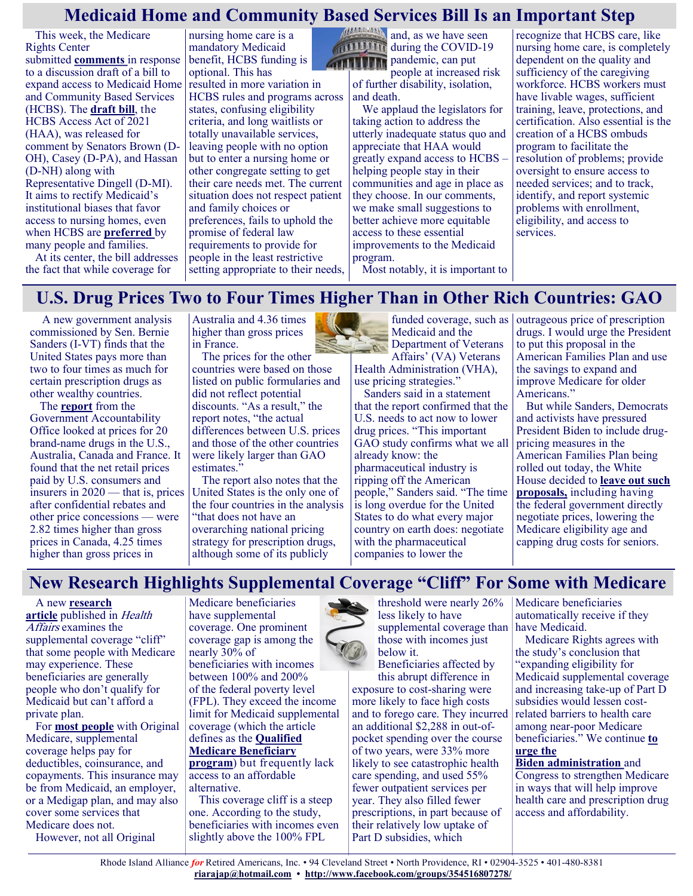# Medicaid Home and Community Based Services Bill Is an Important Step

This week, the Medicare Rights Center submitted **comments** in response to a discussion draft of a bill to expand access to Medicaid Home and Community Based Services (HCBS). The **draft bill**, the HCBS Access Act of 2021 (HAA), was released for comment by Senators Brown (D-OH), Casey (D-PA), and Hassan (D-NH) along with Representative Dingell (D-MI). It aims to rectify Medicaid's institutional biases that favor access to nursing homes, even when HCBS are **preferred** by many people and families.

At its center, the bill addresses the fact that while coverage for nursing home care is a mandatory Medicaid benefit, HCBS funding is optional. This has resulted in more variation in HCBS rules and programs across states, confusing eligibility criteria, and long waitlists or totally unavailable services, leaving people with no option but to enter a nursing home or other congregate setting to get their care needs met. The current situation does not respect patient and family choices or preferences, fails to uphold the promise of federal law requirements to provide for people in the least restrictive setting appropriate to their needs, and, as we have seen during the COVID-19 pandemic, can put people at increased risk of further disability, isolation, and death.

We applaud the legislators for taking action to address the utterly inadequate status quo and appreciate that HAA would greatly expand access to HCBS – helping people stay in their communities and age in place as they choose. In our comments, we make small suggestions to better achieve more equitable access to these essential improvements to the Medicaid program.

Most notably, it is important to recognize that HCBS care, like nursing home care, is completely dependent on the quality and sufficiency of the caregiving workforce. HCBS workers must have livable wages, sufficient training, leave, protections, and certification. Also essential is the creation of a HCBS ombuds program to facilitate the resolution of problems; provide oversight to ensure access to needed services; and to track, identify, and report systemic problems with enrollment, eligibility, and access to services.

# U.S. Drug Prices Two to Four Times Higher Than in Other Rich Countries: GAO

A new government analysis commissioned by Sen. Bernie Sanders (I-VT) finds that the United States pays more than two to four times as much for certain prescription drugs as other wealthy countries.

The **report** from the Government Accountability Office looked at prices for 20 brand-name drugs in the U.S., Australia, Canada and France. It found that the net retail prices paid by U.S. consumers and insurers in 2020 — that is, prices after confidential rebates and other price concessions — were 2.82 times higher than gross prices in Canada, 4.25 times higher than gross prices in Australia and 4.36 times higher than gross prices in France.

The prices for the other countries were based on those listed on public formularies and did not reflect potential discounts. "As a result," the report notes, "the actual differences between U.S. prices and those of the other countries were likely larger than GAO estimates."

The report also notes that the United States is the only one of the four countries in the analysis "that does not have an overarching national pricing strategy for prescription drugs, although some of its publicly funded coverage, such as Medicaid and the Department of Veterans Affairs' (VA) Veterans Health Administration (VHA), use pricing strategies."

Sanders said in a statement that the report confirmed that the U.S. needs to act now to lower drug prices. "This important GAO study confirms what we all already know: the pharmaceutical industry is ripping off the American people," Sanders said. "The time is long overdue for the United States to do what every major country on earth does: negotiate with the pharmaceutical companies to lower the outrageous price of prescription drugs. I would urge the President to put this proposal in the American Families Plan and use the savings to expand and improve Medicare for older Americans."

But while Sanders, Democrats and activists have pressured President Biden to include drug-pricing measures in the American Families Plan being rolled out today, the White House decided to **leave out such proposals,** including having the federal government directly negotiate prices, lowering the Medicare eligibility age and capping drug costs for seniors.

# New Research Highlights Supplemental Coverage "Cliff" For Some with Medicare

A new **research article** published in *Health Affairs* examines the supplemental coverage "cliff" that some people with Medicare may experience. These beneficiaries are generally people who don't qualify for Medicaid but can't afford a private plan.

For **most people** with Original Medicare, supplemental coverage helps pay for deductibles, coinsurance, and copayments. This insurance may be from Medicaid, an employer, or a Medigap plan, and may also cover some services that Medicare does not.

However, not all Original Medicare beneficiaries have supplemental coverage. One prominent coverage gap is among the nearly 30% of beneficiaries with incomes between 100% and 200% of the federal poverty level (FPL). They exceed the income limit for Medicaid supplemental coverage (which the article defines as the **Qualified Medicare Beneficiary program**) but frequently lack access to an affordable alternative.

This coverage cliff is a steep one. According to the study, beneficiaries with incomes even slightly above the 100% FPL threshold were nearly 26% less likely to have supplemental coverage than those with incomes just below it.

Beneficiaries affected by this abrupt difference in exposure to cost-sharing were more likely to face high costs and to forego care. They incurred an additional $2,288 in out-of-pocket spending over the course of two years, were 33% more likely to see catastrophic health care spending, and used 55% fewer outpatient services per year. They also filled fewer prescriptions, in part because of their relatively low uptake of Part D subsidies, which Medicare beneficiaries automatically receive if they have Medicaid.

Medicare Rights agrees with the study's conclusion that "expanding eligibility for Medicaid supplemental coverage and increasing take-up of Part D subsidies would lessen cost-related barriers to health care among near-poor Medicare beneficiaries." We continue **to urge the Biden administration** and Congress to strengthen Medicare in ways that will help improve health care and prescription drug access and affordability.

Rhode Island Alliance *for* Retired Americans, Inc. • 94 Cleveland Street • North Providence, RI • 02904-3525 • 401-480-8381
**riarajap@hotmail.com** • **http://www.facebook.com/groups/354516807278/**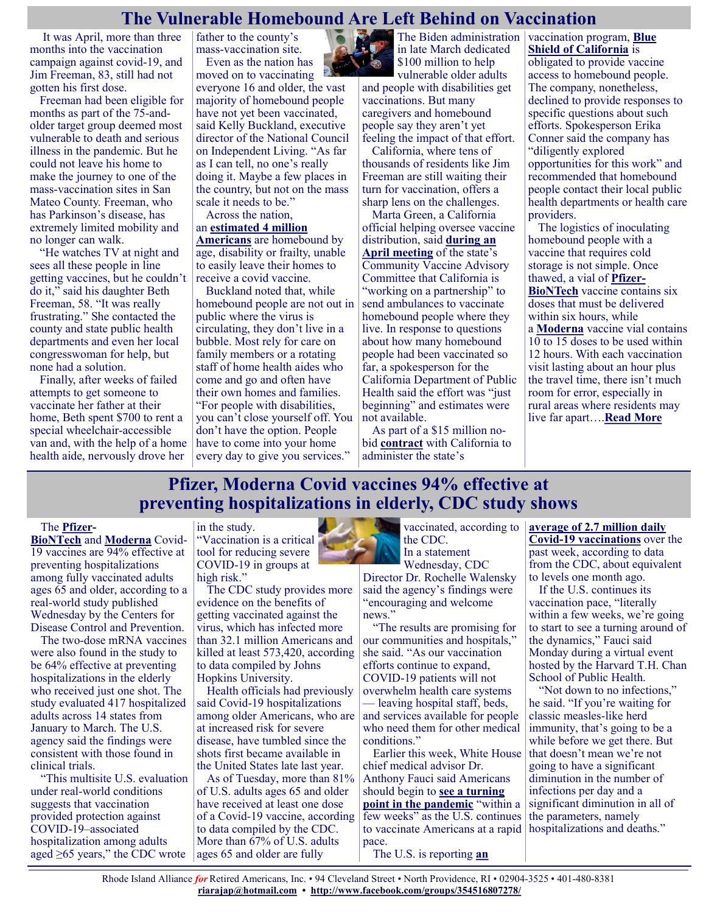# The Vulnerable Homebound Are Left Behind on Vaccination

It was April, more than three months into the vaccination campaign against covid-19, and Jim Freeman, 83, still had not gotten his first dose.

Freeman had been eligible for months as part of the 75-and-older target group deemed most vulnerable to death and serious illness in the pandemic. But he could not leave his home to make the journey to one of the mass-vaccination sites in San Mateo County. Freeman, who has Parkinson's disease, has extremely limited mobility and no longer can walk.

"He watches TV at night and sees all these people in line getting vaccines, but he couldn't do it," said his daughter Beth Freeman, 58. "It was really frustrating." She contacted the county and state public health departments and even her local congresswoman for help, but none had a solution.

Finally, after weeks of failed attempts to get someone to vaccinate her father at their home, Beth spent $700 to rent a special wheelchair-accessible van and, with the help of a home health aide, nervously drove her father to the county's mass-vaccination site.

Even as the nation has moved on to vaccinating everyone 16 and older, the vast majority of homebound people have not yet been vaccinated, said Kelly Buckland, executive director of the National Council on Independent Living. "As far as I can tell, no one's really doing it. Maybe a few places in the country, but not on the mass scale it needs to be."

Across the nation, an **estimated 4 million Americans** are homebound by age, disability or frailty, unable to easily leave their homes to receive a covid vaccine.

Buckland noted that, while homebound people are not out in public where the virus is circulating, they don't live in a bubble. Most rely for care on family members or a rotating staff of home health aides who come and go and often have their own homes and families. "For people with disabilities, you can't close yourself off. You don't have the option. People have to come into your home every day to give you services."

The Biden administration in late March dedicated $100 million to help vulnerable older adults and people with disabilities get vaccinations. But many caregivers and homebound people say they aren't yet feeling the impact of that effort.

California, where tens of thousands of residents like Jim Freeman are still waiting their turn for vaccination, offers a sharp lens on the challenges.

Marta Green, a California official helping oversee vaccine distribution, said **during an April meeting** of the state's Community Vaccine Advisory Committee that California is "working on a partnership" to send ambulances to vaccinate homebound people where they live. In response to questions about how many homebound people had been vaccinated so far, a spokesperson for the California Department of Public Health said the effort was "just beginning" and estimates were not available.

As part of a $15 million no-bid **contract** with California to administer the state's vaccination program, **Blue Shield of California** is obligated to provide vaccine access to homebound people. The company, nonetheless, declined to provide responses to specific questions about such efforts. Spokesperson Erika Conner said the company has "diligently explored opportunities for this work" and recommended that homebound people contact their local public health departments or health care providers.

The logistics of inoculating homebound people with a vaccine that requires cold storage is not simple. Once thawed, a vial of **Pfizer-BioNTech** vaccine contains six doses that must be delivered within six hours, while a **Moderna** vaccine vial contains 10 to 15 doses to be used within 12 hours. With each vaccination visit lasting about an hour plus the travel time, there isn't much room for error, especially in rural areas where residents may live far apart….**Read More**

# Pfizer, Moderna Covid vaccines 94% effective at preventing hospitalizations in elderly, CDC study shows

The **Pfizer-BioNTech** and **Moderna** Covid-19 vaccines are 94% effective at preventing hospitalizations among fully vaccinated adults ages 65 and older, according to a real-world study published Wednesday by the Centers for Disease Control and Prevention.

The two-dose mRNA vaccines were also found in the study to be 64% effective at preventing hospitalizations in the elderly who received just one shot. The study evaluated 417 hospitalized adults across 14 states from January to March. The U.S. agency said the findings were consistent with those found in clinical trials.

"This multisite U.S. evaluation under real-world conditions suggests that vaccination provided protection against COVID-19–associated hospitalization among adults aged ≥65 years," the CDC wrote in the study. "Vaccination is a critical tool for reducing severe COVID-19 in groups at high risk."

The CDC study provides more evidence on the benefits of getting vaccinated against the virus, which has infected more than 32.1 million Americans and killed at least 573,420, according to data compiled by Johns Hopkins University.

Health officials had previously said Covid-19 hospitalizations among older Americans, who are at increased risk for severe disease, have tumbled since the shots first became available in the United States late last year.

As of Tuesday, more than 81% of U.S. adults ages 65 and older have received at least one dose of a Covid-19 vaccine, according to data compiled by the CDC. More than 67% of U.S. adults ages 65 and older are fully vaccinated, according to the CDC.

In a statement Wednesday, CDC Director Dr. Rochelle Walensky said the agency's findings were "encouraging and welcome news."

"The results are promising for our communities and hospitals," she said. "As our vaccination efforts continue to expand, COVID-19 patients will not overwhelm health care systems — leaving hospital staff, beds, and services available for people who need them for other medical conditions."

Earlier this week, White House chief medical advisor Dr. Anthony Fauci said Americans should begin to **see a turning point in the pandemic** "within a few weeks" as the U.S. continues to vaccinate Americans at a rapid pace.

The U.S. is reporting **an average of 2.7 million daily Covid-19 vaccinations** over the past week, according to data from the CDC, about equivalent to levels one month ago.

If the U.S. continues its vaccination pace, "literally within a few weeks, we're going to start to see a turning around of the dynamics," Fauci said Monday during a virtual event hosted by the Harvard T.H. Chan School of Public Health.

"Not down to no infections," he said. "If you're waiting for classic measles-like herd immunity, that's going to be a while before we get there. But that doesn't mean we're not going to have a significant diminution in the number of infections per day and a significant diminution in all of the parameters, namely hospitalizations and deaths."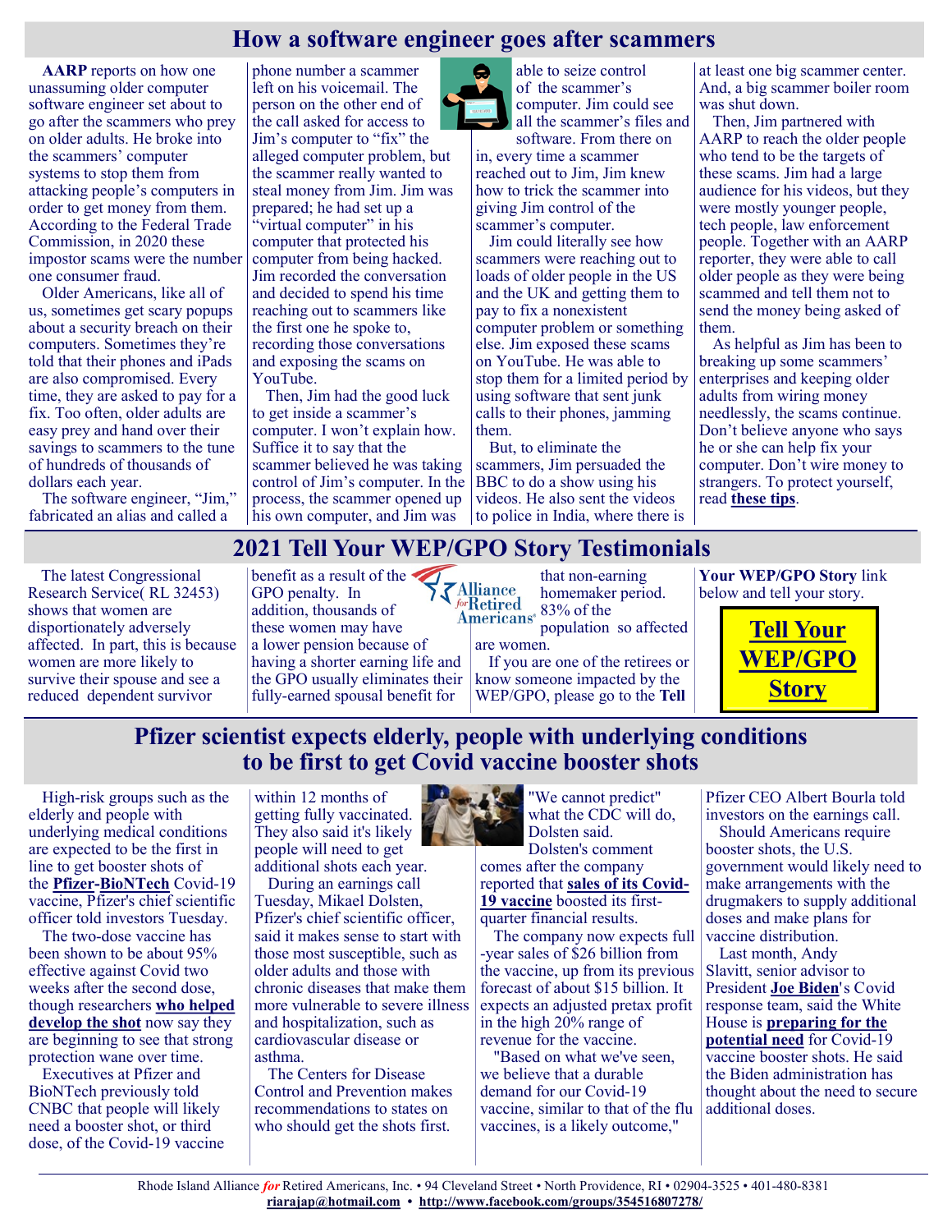## How a software engineer goes after scammers

**AARP** reports on how one unassuming older computer software engineer set about to go after the scammers who prey on older adults. He broke into the scammers' computer systems to stop them from attacking people's computers in order to get money from them. According to the Federal Trade Commission, in 2020 these impostor scams were the number one consumer fraud.

Older Americans, like all of us, sometimes get scary popups about a security breach on their computers. Sometimes they're told that their phones and iPads are also compromised. Every time, they are asked to pay for a fix. Too often, older adults are easy prey and hand over their savings to scammers to the tune of hundreds of thousands of dollars each year.

The software engineer, "Jim," fabricated an alias and called a phone number a scammer left on his voicemail. The person on the other end of the call asked for access to Jim's computer to "fix" the alleged computer problem, but the scammer really wanted to steal money from Jim. Jim was prepared; he had set up a "virtual computer" in his computer that protected his computer from being hacked. Jim recorded the conversation and decided to spend his time reaching out to scammers like the first one he spoke to, recording those conversations and exposing the scams on YouTube.

Then, Jim had the good luck to get inside a scammer's computer. I won't explain how. Suffice it to say that the scammer believed he was taking control of Jim's computer. In the process, the scammer opened up his own computer, and Jim was able to seize control of the scammer's computer. Jim could see all the scammer's files and software. From there on in, every time a scammer reached out to Jim, Jim knew how to trick the scammer into giving Jim control of the scammer's computer.

Jim could literally see how scammers were reaching out to loads of older people in the US and the UK and getting them to pay to fix a nonexistent computer problem or something else. Jim exposed these scams on YouTube. He was able to stop them for a limited period by using software that sent junk calls to their phones, jamming them.

But, to eliminate the scammers, Jim persuaded the BBC to do a show using his videos. He also sent the videos to police in India, where there is at least one big scammer center. And, a big scammer boiler room was shut down.

Then, Jim partnered with AARP to reach the older people who tend to be the targets of these scams. Jim had a large audience for his videos, but they were mostly younger people, tech people, law enforcement people. Together with an AARP reporter, they were able to call older people as they were being scammed and tell them not to send the money being asked of them.

As helpful as Jim has been to breaking up some scammers' enterprises and keeping older adults from wiring money needlessly, the scams continue. Don't believe anyone who says he or she can help fix your computer. Don't wire money to strangers. To protect yourself, read **these tips**.

## 2021 Tell Your WEP/GPO Story Testimonials

The latest Congressional Research Service( RL 32453) shows that women are disportionately adversely affected. In part, this is because women are more likely to survive their spouse and see a reduced dependent survivor benefit as a result of the GPO penalty. In addition, thousands of these women may have a lower pension because of having a shorter earning life and the GPO usually eliminates their fully-earned spousal benefit for that non-earning homemaker period. 83% of the population so affected are women.

If you are one of the retirees or know someone impacted by the WEP/GPO, please go to the **Tell Your WEP/GPO Story** link below and tell your story.

**Tell Your WEP/GPO Story**

## Pfizer scientist expects elderly, people with underlying conditions to be first to get Covid vaccine booster shots

High-risk groups such as the elderly and people with underlying medical conditions are expected to be the first in line to get booster shots of the **Pfizer-BioNTech** Covid-19 vaccine, Pfizer's chief scientific officer told investors Tuesday.

The two-dose vaccine has been shown to be about 95% effective against Covid two weeks after the second dose, though researchers **who helped develop the shot** now say they are beginning to see that strong protection wane over time.

Executives at Pfizer and BioNTech previously told CNBC that people will likely need a booster shot, or third dose, of the Covid-19 vaccine within 12 months of getting fully vaccinated. They also said it's likely people will need to get additional shots each year.

During an earnings call Tuesday, Mikael Dolsten, Pfizer's chief scientific officer, said it makes sense to start with those most susceptible, such as older adults and those with chronic diseases that make them more vulnerable to severe illness and hospitalization, such as cardiovascular disease or asthma.

The Centers for Disease Control and Prevention makes recommendations to states on who should get the shots first. "We cannot predict" what the CDC will do, Dolsten said.

Dolsten's comment comes after the company reported that **sales of its Covid-19 vaccine** boosted its first-quarter financial results.

The company now expects full-year sales of $26 billion from the vaccine, up from its previous forecast of about $15 billion. It expects an adjusted pretax profit in the high 20% range of revenue for the vaccine.

"Based on what we've seen, we believe that a durable demand for our Covid-19 vaccine, similar to that of the flu vaccines, is a likely outcome," Pfizer CEO Albert Bourla told investors on the earnings call.

Should Americans require booster shots, the U.S. government would likely need to make arrangements with the drugmakers to supply additional doses and make plans for vaccine distribution.

Last month, Andy Slavitt, senior advisor to President **Joe Biden**'s Covid response team, said the White House is **preparing for the potential need** for Covid-19 vaccine booster shots. He said the Biden administration has thought about the need to secure additional doses.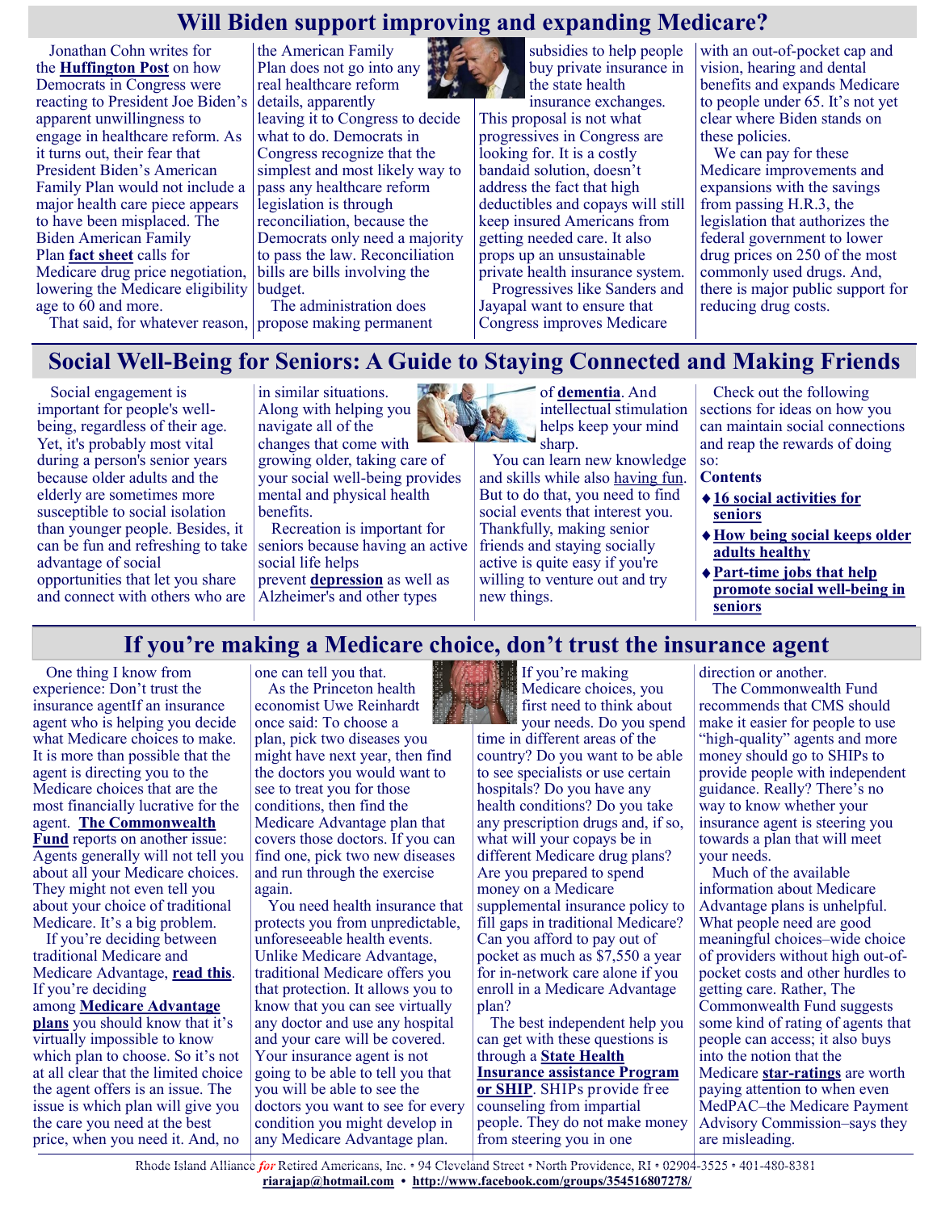## Will Biden support improving and expanding Medicare?

Jonathan Cohn writes for the **Huffington Post** on how Democrats in Congress were reacting to President Joe Biden's apparent unwillingness to engage in healthcare reform. As it turns out, their fear that President Biden's American Family Plan would not include a major health care piece appears to have been misplaced. The Biden American Family Plan **fact sheet** calls for Medicare drug price negotiation, lowering the Medicare eligibility age to 60 and more.

That said, for whatever reason, the American Family Plan does not go into any real healthcare reform details, apparently leaving it to Congress to decide what to do. Democrats in Congress recognize that the simplest and most likely way to pass any healthcare reform legislation is through reconciliation, because the Democrats only need a majority to pass the law. Reconciliation bills are bills involving the budget.

The administration does propose making permanent subsidies to help people buy private insurance in the state health insurance exchanges. This proposal is not what progressives in Congress are looking for. It is a costly bandaid solution, doesn't address the fact that high deductibles and copays will still keep insured Americans from getting needed care. It also props up an unsustainable private health insurance system.

Progressives like Sanders and Jayapal want to ensure that Congress improves Medicare with an out-of-pocket cap and vision, hearing and dental benefits and expands Medicare to people under 65. It's not yet clear where Biden stands on these policies.

We can pay for these Medicare improvements and expansions with the savings from passing H.R.3, the legislation that authorizes the federal government to lower drug prices on 250 of the most commonly used drugs. And, there is major public support for reducing drug costs.

## Social Well-Being for Seniors: A Guide to Staying Connected and Making Friends

Social engagement is important for people's well-being, regardless of their age. Yet, it's probably most vital during a person's senior years because older adults and the elderly are sometimes more susceptible to social isolation than younger people. Besides, it can be fun and refreshing to take advantage of social opportunities that let you share and connect with others who are in similar situations. Along with helping you navigate all of the changes that come with growing older, taking care of your social well-being provides mental and physical health benefits.

Recreation is important for seniors because having an active social life helps prevent **depression** as well as Alzheimer's and other types of **dementia**. And intellectual stimulation helps keep your mind sharp.

You can learn new knowledge and skills while also having fun. But to do that, you need to find social events that interest you. Thankfully, making senior friends and staying socially active is quite easy if you're willing to venture out and try new things.

Check out the following sections for ideas on how you can maintain social connections and reap the rewards of doing so:

**Contents**

- **16 social activities for seniors**
- **How being social keeps older adults healthy**
- **Part-time jobs that help promote social well-being in seniors**

## If you're making a Medicare choice, don't trust the insurance agent

One thing I know from experience: Don't trust the insurance agentIf an insurance agent who is helping you decide what Medicare choices to make. It is more than possible that the agent is directing you to the Medicare choices that are the most financially lucrative for the agent. **The Commonwealth Fund** reports on another issue: Agents generally will not tell you about all your Medicare choices. They might not even tell you about your choice of traditional Medicare. It's a big problem.

If you're deciding between traditional Medicare and Medicare Advantage, **read this**. If you're deciding among **Medicare Advantage plans** you should know that it's virtually impossible to know which plan to choose. So it's not at all clear that the limited choice the agent offers is a issue. The issue is which plan will give you the care you need at the best price, when you need it. And, no one can tell you that.

As the Princeton health economist Uwe Reinhardt once said: To choose a plan, pick two diseases you might have next year, then find the doctors you would want to see to treat you for those conditions, then find the Medicare Advantage plan that covers those doctors. If you can find one, pick two new diseases and run through the exercise again.

You need health insurance that protects you from unpredictable, unforeseeable health events. Unlike Medicare Advantage, traditional Medicare offers you that protection. It allows you to know that you can see virtually any doctor and use any hospital and your care will be covered. Your insurance agent is not going to be able to tell you that you will be able to see the doctors you want to see for every condition you might develop in any Medicare Advantage plan.

If you're making Medicare choices, you first need to think about your needs. Do you spend time in different areas of the country? Do you want to be able to see specialists or use certain hospitals? Do you have any health conditions? Do you take any prescription drugs and, if so, what will your copays be in different Medicare drug plans? Are you prepared to spend money on a Medicare supplemental insurance policy to fill gaps in traditional Medicare? Can you afford to pay out of pocket as much as $7,550 a year for in-network care alone if you enroll in a Medicare Advantage plan?

The best independent help you can get with these questions is through a **State Health Insurance assistance Program or SHIP**. SHIPs provide free counseling from impartial people. They do not make money from steering you in one direction or another.

The Commonwealth Fund recommends that CMS should make it easier for people to use "high-quality" agents and more money should go to SHIPs to provide people with independent guidance. Really? There's no way to know whether your insurance agent is steering you towards a plan that will meet your needs.

Much of the available information about Medicare Advantage plans is unhelpful. What people need are good meaningful choices–wide choice of providers without high out-of-pocket costs and other hurdles to getting care. Rather, The Commonwealth Fund suggests some kind of rating of agents that people can access; it also buys into the notion that the Medicare **star-ratings** are worth paying attention to when even MedPAC–the Medicare Payment Advisory Commission–says they are misleading.

Rhode Island Alliance *for* Retired Americans, Inc. • 94 Cleveland Street • North Providence, RI • 02904-3525 • 401-480-8381
**riarajap@hotmail.com** • **http://www.facebook.com/groups/354516807278/**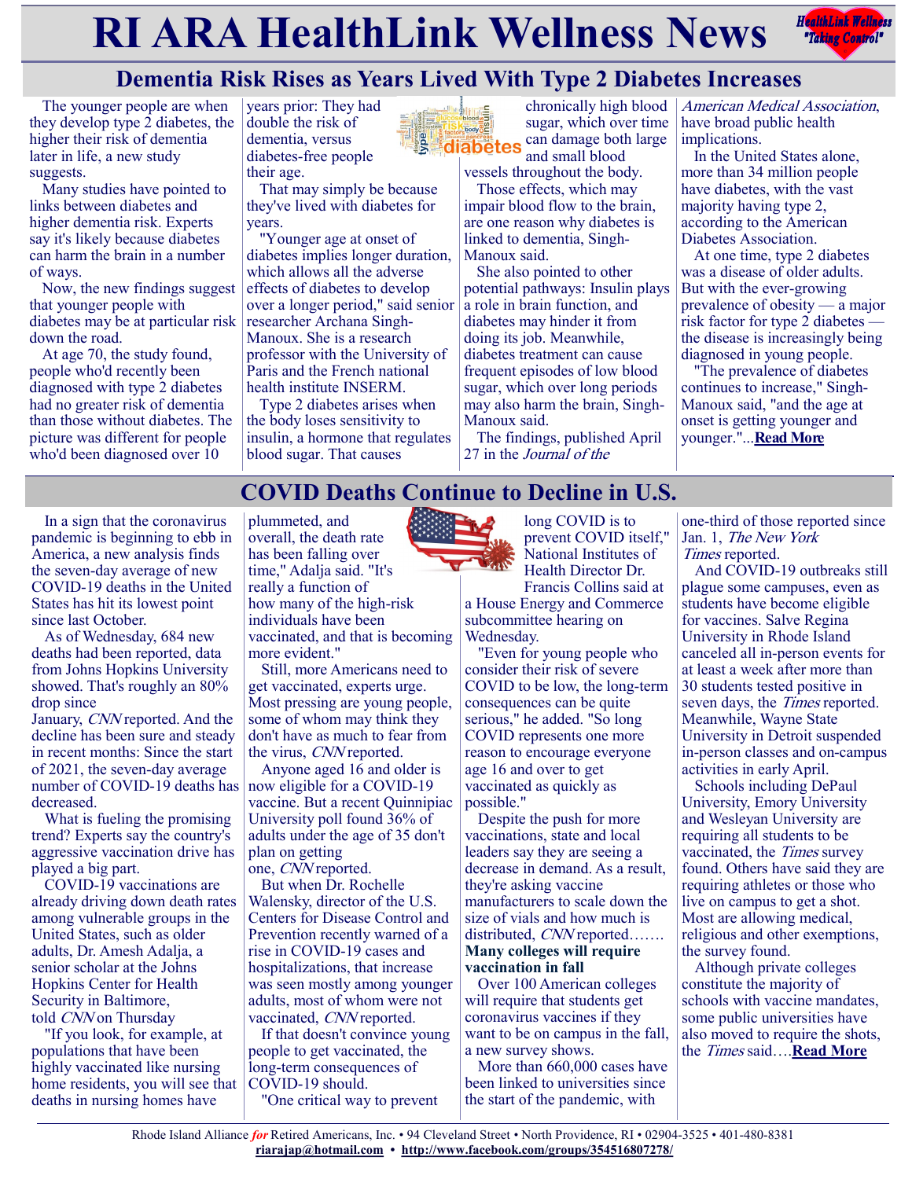# RI ARA HealthLink Wellness News

## Dementia Risk Rises as Years Lived With Type 2 Diabetes Increases

The younger people are when they develop type 2 diabetes, the higher their risk of dementia later in life, a new study suggests.

Many studies have pointed to links between diabetes and higher dementia risk. Experts say it's likely because diabetes can harm the brain in a number of ways.

Now, the new findings suggest that younger people with diabetes may be at particular risk down the road.

At age 70, the study found, people who'd recently been diagnosed with type 2 diabetes had no greater risk of dementia than those without diabetes. The picture was different for people who'd been diagnosed over 10 years prior: They had double the risk of dementia, versus diabetes-free people their age.

That may simply be because they've lived with diabetes for years.

"Younger age at onset of diabetes implies longer duration, which allows all the adverse effects of diabetes to develop over a longer period," said senior researcher Archana Singh-Manoux. She is a research professor with the University of Paris and the French national health institute INSERM.

Type 2 diabetes arises when the body loses sensitivity to insulin, a hormone that regulates blood sugar. That causes chronically high blood sugar, which over time can damage both large and small blood vessels throughout the body.

Those effects, which may impair blood flow to the brain, are one reason why diabetes is linked to dementia, Singh-Manoux said.

She also pointed to other potential pathways: Insulin plays a role in brain function, and diabetes may hinder it from doing its job. Meanwhile, diabetes treatment can cause frequent episodes of low blood sugar, which over long periods may also harm the brain, Singh-Manoux said.

The findings, published April 27 in the *Journal of the American Medical Association*, have broad public health implications.

In the United States alone, more than 34 million people have diabetes, with the vast majority having type 2, according to the American Diabetes Association.

At one time, type 2 diabetes was a disease of older adults. But with the ever-growing prevalence of obesity — a major risk factor for type 2 diabetes — the disease is increasingly being diagnosed in young people.

"The prevalence of diabetes continues to increase," Singh-Manoux said, "and the age at onset is getting younger and younger."...**Read More**

## COVID Deaths Continue to Decline in U.S.

In a sign that the coronavirus pandemic is beginning to ebb in America, a new analysis finds the seven-day average of new COVID-19 deaths in the United States has hit its lowest point since last October.

As of Wednesday, 684 new deaths had been reported, data from Johns Hopkins University showed. That's roughly an 80% drop since January, *CNN* reported. And the decline has been sure and steady in recent months: Since the start of 2021, the seven-day average number of COVID-19 deaths has decreased.

What is fueling the promising trend? Experts say the country's aggressive vaccination drive has played a big part.

COVID-19 vaccinations are already driving down death rates among vulnerable groups in the United States, such as older adults, Dr. Amesh Adalja, a senior scholar at the Johns Hopkins Center for Health Security in Baltimore, told *CNN* on Thursday

"If you look, for example, at populations that have been highly vaccinated like nursing home residents, you will see that deaths in nursing homes have plummeted, and overall, the death rate has been falling over time," Adalja said. "It's really a function of how many of the high-risk individuals have been vaccinated, and that is becoming more evident."

Still, more Americans need to get vaccinated, experts urge. Most pressing are young people, some of whom may think they don't have as much to fear from the virus, *CNN* reported.

Anyone aged 16 and older is now eligible for a COVID-19 vaccine. But a recent Quinnipiac University poll found 36% of adults under the age of 35 don't plan on getting one, *CNN* reported.

But when Dr. Rochelle Walensky, director of the U.S. Centers for Disease Control and Prevention recently warned of a rise in COVID-19 cases and hospitalizations, that increase was seen mostly among younger adults, most of whom were not vaccinated, *CNN* reported.

If that doesn't convince young people to get vaccinated, the long-term consequences of COVID-19 should.

"One critical way to prevent long COVID is to prevent COVID itself," National Institutes of Health Director Dr. Francis Collins said at a House Energy and Commerce subcommittee hearing on Wednesday.

"Even for young people who consider their risk of severe COVID to be low, the long-term consequences can be quite serious," he added. "So long COVID represents one more reason to encourage everyone age 16 and over to get vaccinated as quickly as possible."

Despite the push for more vaccinations, state and local leaders say they are seeing a decrease in demand. As a result, they're asking vaccine manufacturers to scale down the size of vials and how much is distributed, *CNN* reported…….

**Many colleges will require vaccination in fall**

Over 100 American colleges will require that students get coronavirus vaccines if they want to be on campus in the fall, a new survey shows.

More than 660,000 cases have been linked to universities since the start of the pandemic, with one-third of those reported since Jan. 1, *The New York Times* reported.

And COVID-19 outbreaks still plague some campuses, even as students have become eligible for vaccines. Salve Regina University in Rhode Island canceled all in-person events for at least a week after more than 30 students tested positive in seven days, the *Times* reported. Meanwhile, Wayne State University in Detroit suspended in-person classes and on-campus activities in early April.

Schools including DePaul University, Emory University and Wesleyan University are requiring all students to be vaccinated, the *Times* survey found. Others have said they are requiring athletes or those who live on campus to get a shot. Most are allowing medical, religious and other exemptions, the survey found.

Although private colleges constitute the majority of schools with vaccine mandates, some public universities have also moved to require the shots, the *Times* said….**Read More**

Rhode Island Alliance *for* Retired Americans, Inc. • 94 Cleveland Street • North Providence, RI • 02904-3525 • 401-480-8381
riarajap@hotmail.com • http://www.facebook.com/groups/354516807278/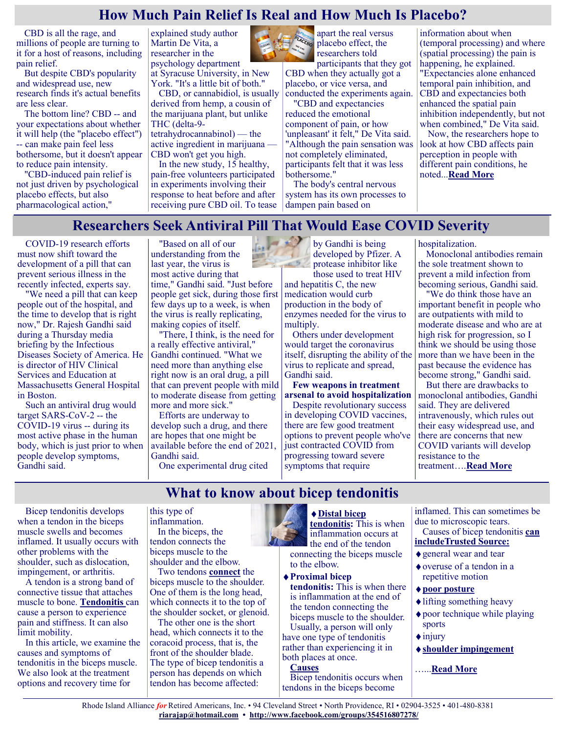# How Much Pain Relief Is Real and How Much Is Placebo?

CBD is all the rage, and millions of people are turning to it for a host of reasons, including pain relief.

But despite CBD's popularity and widespread use, new research finds it's actual benefits are less clear.

The bottom line? CBD -- and your expectations about whether it will help (the "placebo effect") -- can make pain feel less bothersome, but it doesn't appear to reduce pain intensity.

"CBD-induced pain relief is not just driven by psychological placebo effects, but also pharmacological action," explained study author Martin De Vita, a researcher in the psychology department at Syracuse University, in New York. "It's a little bit of both."

CBD, or cannabidiol, is usually derived from hemp, a cousin of the marijuana plant, but unlike THC (delta-9-tetrahydrocannabinol) — the active ingredient in marijuana — CBD won't get you high.

In the new study, 15 healthy, pain-free volunteers participated in experiments involving their response to heat before and after receiving pure CBD oil. To tease apart the real versus placebo effect, the researchers told participants that they got CBD when they actually got a placebo, or vice versa, and conducted the experiments again.

"CBD and expectancies reduced the emotional component of pain, or how 'unpleasant' it felt," De Vita said. "Although the pain sensation was not completely eliminated, participants felt that it was less bothersome."

The body's central nervous system has its own processes to dampen pain based on information about when (temporal processing) and where (spatial processing) the pain is happening, he explained. "Expectancies alone enhanced temporal pain inhibition, and CBD and expectancies both enhanced the spatial pain inhibition independently, but not when combined," De Vita said.

Now, the researchers hope to look at how CBD affects pain perception in people with different pain conditions, he noted...**Read More**

# Researchers Seek Antiviral Pill That Would Ease COVID Severity

COVID-19 research efforts must now shift toward the development of a pill that can prevent serious illness in the recently infected, experts say.

"We need a pill that can keep people out of the hospital, and the time to develop that is right now," Dr. Rajesh Gandhi said during a Thursday media briefing by the Infectious Diseases Society of America. He is director of HIV Clinical Services and Education at Massachusetts General Hospital in Boston.

Such an antiviral drug would target SARS-CoV-2 -- the COVID-19 virus -- during its most active phase in the human body, which is just prior to when people develop symptoms, Gandhi said.

"Based on all of our understanding from the last year, the virus is most active during that time," Gandhi said. "Just before people get sick, during those first few days up to a week, is when the virus is really replicating, making copies of itself.

"There, I think, is the need for a really effective antiviral," Gandhi continued. "What we need more than anything else right now is an oral drug, a pill that can prevent people with mild to moderate disease from getting more and more sick."

Efforts are underway to develop such a drug, and there are hopes that one might be available before the end of 2021, Gandhi said.

One experimental drug cited by Gandhi is being developed by Pfizer. A protease inhibitor like those used to treat HIV and hepatitis C, the new medication would curb production in the body of enzymes needed for the virus to multiply.

Others under development would target the coronavirus itself, disrupting the ability of the virus to replicate and spread, Gandhi said.

**Few weapons in treatment arsenal to avoid hospitalization**

Despite revolutionary success in developing COVID vaccines, there are few good treatment options to prevent people who've just contracted COVID from progressing toward severe symptoms that require hospitalization.

Monoclonal antibodies remain the sole treatment shown to prevent a mild infection from becoming serious, Gandhi said.

"We do think those have an important benefit in people who are outpatients with mild to moderate disease and who are at high risk for progression, so I think we should be using those more than we have been in the past because the evidence has become strong," Gandhi said.

But there are drawbacks to monoclonal antibodies, Gandhi said. They are delivered intravenously, which rules out their easy widespread use, and there are concerns that new COVID variants will develop resistance to the treatment….**Read More**

# What to know about bicep tendonitis

Bicep tendonitis develops when a tendon in the biceps muscle swells and becomes inflamed. It usually occurs with other problems with the shoulder, such as dislocation, impingement, or arthritis.

A tendon is a strong band of connective tissue that attaches muscle to bone. **Tendonitis** can cause a person to experience pain and stiffness. It can also limit mobility.

In this article, we examine the causes and symptoms of tendonitis in the biceps muscle. We also look at the treatment options and recovery time for this type of inflammation.

In the biceps, the tendon connects the biceps muscle to the shoulder and the elbow.

Two tendons **connect** the biceps muscle to the shoulder. One of them is the long head, which connects it to the top of the shoulder socket, or glenoid.

The other one is the short head, which connects it to the coracoid process, that is, the front of the shoulder blade. The type of bicep tendonitis a person has depends on which tendon has become affected:

- **Distal bicep tendonitis:** This is when inflammation occurs at the end of the tendon connecting the biceps muscle to the elbow.
- **Proximal bicep tendonitis:** This is when there is inflammation at the end of the tendon connecting the biceps muscle to the shoulder.

Usually, a person will only have one type of tendonitis rather than experiencing it in both places at once.

**Causes**

Bicep tendonitis occurs when tendons in the biceps become inflamed. This can sometimes be due to microscopic tears.

Causes of bicep tendonitis **can includeTrusted Source:**

- general wear and tear
- overuse of a tendon in a repetitive motion
- **poor posture**
- lifting something heavy
- poor technique while playing sports
- injury
- **shoulder impingement**

…...**Read More**

Rhode Island Alliance *for* Retired Americans, Inc. • 94 Cleveland Street • North Providence, RI • 02904-3525 • 401-480-8381
**riarajap@hotmail.com** • **http://www.facebook.com/groups/354516807278/**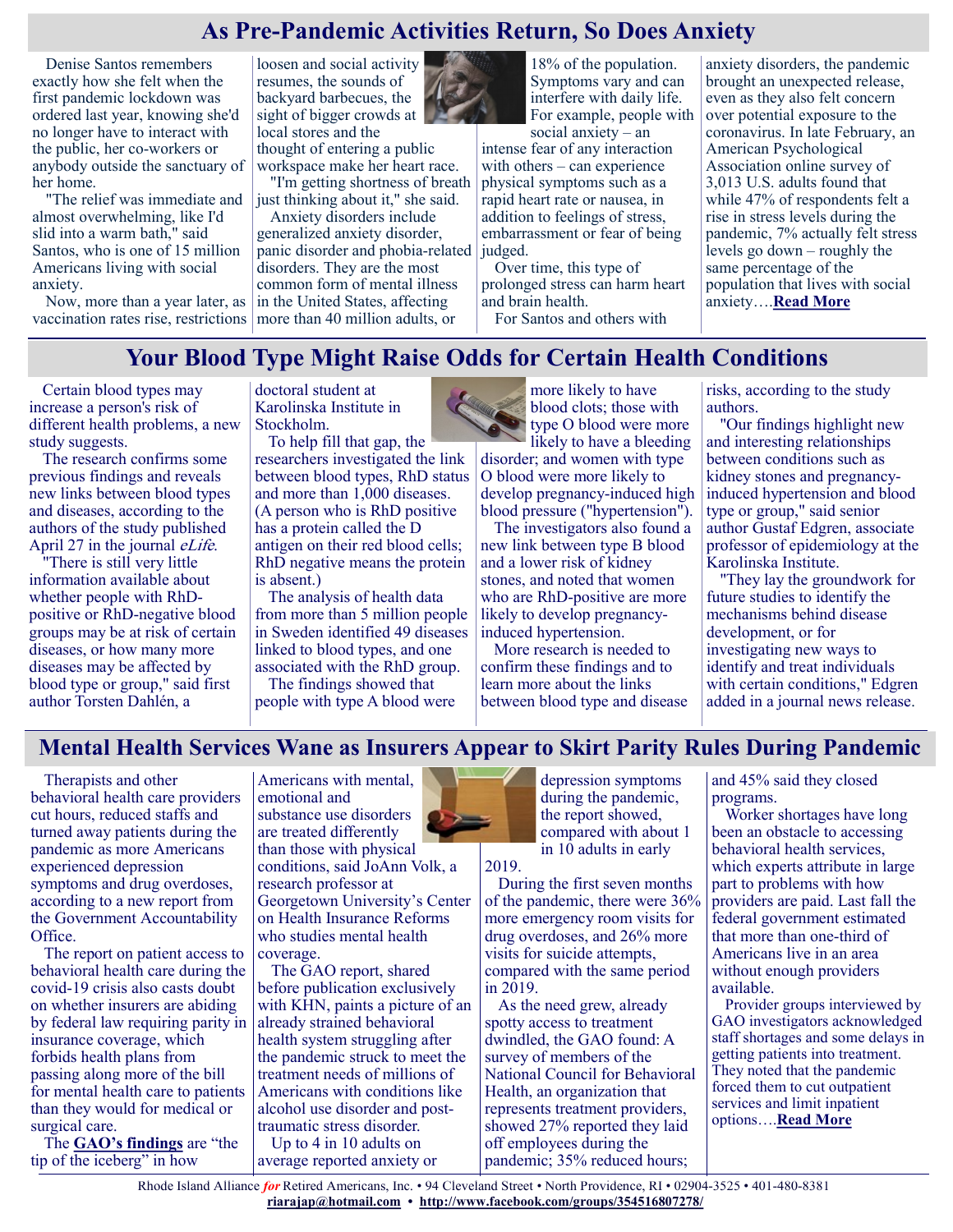## As Pre-Pandemic Activities Return, So Does Anxiety

Denise Santos remembers exactly how she felt when the first pandemic lockdown was ordered last year, knowing she'd no longer have to interact with the public, her co-workers or anybody outside the sanctuary of her home.

"The relief was immediate and almost overwhelming, like I'd slid into a warm bath," said Santos, who is one of 15 million Americans living with social anxiety.

Now, more than a year later, as vaccination rates rise, restrictions loosen and social activity resumes, the sounds of backyard barbecues, the sight of bigger crowds at local stores and the thought of entering a public workspace make her heart race.

"I'm getting shortness of breath just thinking about it," she said.

Anxiety disorders include generalized anxiety disorder, panic disorder and phobia-related disorders. They are the most common form of mental illness in the United States, affecting more than 40 million adults, or 18% of the population. Symptoms vary and can interfere with daily life. For example, people with social anxiety – an intense fear of any interaction with others – can experience physical symptoms such as a rapid heart rate or nausea, in addition to feelings of stress, embarrassment or fear of being judged.

Over time, this type of prolonged stress can harm heart and brain health.

For Santos and others with anxiety disorders, the pandemic brought an unexpected release, even as they also felt concern over potential exposure to the coronavirus. In late February, an American Psychological Association online survey of 3,013 U.S. adults found that while 47% of respondents felt a rise in stress levels during the pandemic, 7% actually felt stress levels go down – roughly the same percentage of the population that lives with social anxiety….**Read More**

## Your Blood Type Might Raise Odds for Certain Health Conditions

Certain blood types may increase a person's risk of different health problems, a new study suggests.

The research confirms some previous findings and reveals new links between blood types and diseases, according to the authors of the study published April 27 in the journal *eLife*.

"There is still very little information available about whether people with RhD-positive or RhD-negative blood groups may be at risk of certain diseases, or how many more diseases may be affected by blood type or group," said first author Torsten Dahlén, a doctoral student at Karolinska Institute in Stockholm.

To help fill that gap, the researchers investigated the link between blood types, RhD status and more than 1,000 diseases. (A person who is RhD positive has a protein called the D antigen on their red blood cells; RhD negative means the protein is absent.)

The analysis of health data from more than 5 million people in Sweden identified 49 diseases linked to blood types, and one associated with the RhD group.

The findings showed that people with type A blood were more likely to have blood clots; those with type O blood were more likely to have a bleeding disorder; and women with type O blood were more likely to develop pregnancy-induced high blood pressure ("hypertension").

The investigators also found a new link between type B blood and a lower risk of kidney stones, and noted that women who are RhD-positive are more likely to develop pregnancy-induced hypertension.

More research is needed to confirm these findings and to learn more about the links between blood type and disease risks, according to the study authors.

"Our findings highlight new and interesting relationships between conditions such as kidney stones and pregnancy-induced hypertension and blood type or group," said senior author Gustaf Edgren, associate professor of epidemiology at the Karolinska Institute.

"They lay the groundwork for future studies to identify the mechanisms behind disease development, or for investigating new ways to identify and treat individuals with certain conditions," Edgren added in a journal news release.

## Mental Health Services Wane as Insurers Appear to Skirt Parity Rules During Pandemic

Therapists and other behavioral health care providers cut hours, reduced staffs and turned away patients during the pandemic as more Americans experienced depression symptoms and drug overdoses, according to a new report from the Government Accountability Office.

The report on patient access to behavioral health care during the covid-19 crisis also casts doubt on whether insurers are abiding by federal law requiring parity in insurance coverage, which forbids health plans from passing along more of the bill for mental health care to patients than they would for medical or surgical care.

The **GAO's findings** are "the tip of the iceberg" in how Americans with mental, emotional and substance use disorders are treated differently than those with physical conditions, said JoAnn Volk, a research professor at Georgetown University's Center on Health Insurance Reforms who studies mental health coverage.

The GAO report, shared before publication exclusively with KHN, paints a picture of an already strained behavioral health system struggling after the pandemic struck to meet the treatment needs of millions of Americans with conditions like alcohol use disorder and post-traumatic stress disorder.

Up to 4 in 10 adults on average reported anxiety or depression symptoms during the pandemic, the report showed, compared with about 1 in 10 adults in early 2019.

During the first seven months of the pandemic, there were 36% more emergency room visits for drug overdoses, and 26% more visits for suicide attempts, compared with the same period in 2019.

As the need grew, already spotty access to treatment dwindled, the GAO found: A survey of members of the National Council for Behavioral Health, an organization that represents treatment providers, showed 27% reported they laid off employees during the pandemic; 35% reduced hours; and 45% said they closed programs.

Worker shortages have long been an obstacle to accessing behavioral health services, which experts attribute in large part to problems with how providers are paid. Last fall the federal government estimated that more than one-third of Americans live in an area without enough providers available.

Provider groups interviewed by GAO investigators acknowledged staff shortages and some delays in getting patients into treatment. They noted that the pandemic forced them to cut outpatient services and limit inpatient options….**Read More**

Rhode Island Alliance *for* Retired Americans, Inc. • 94 Cleveland Street • North Providence, RI • 02904-3525 • 401-480-8381
**riarajap@hotmail.com** • **http://www.facebook.com/groups/354516807278/**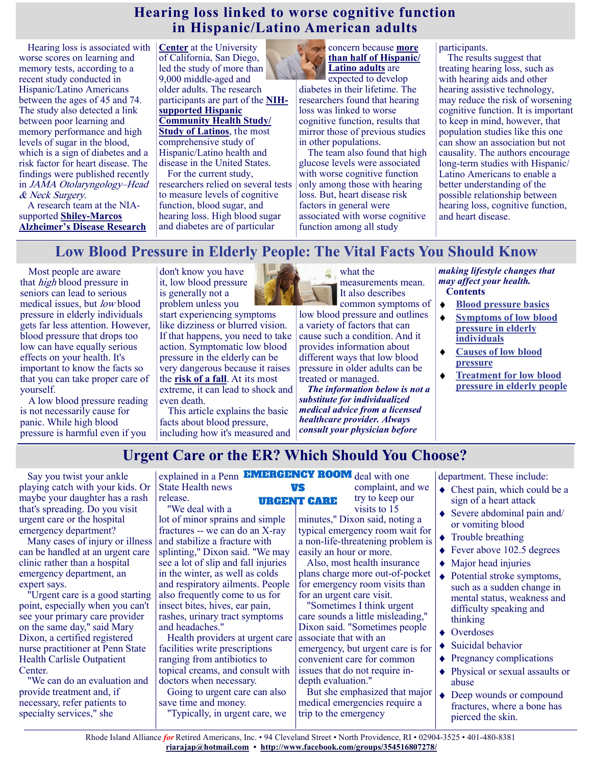## Hearing loss linked to worse cognitive function in Hispanic/Latino American adults

Hearing loss is associated with worse scores on learning and memory tests, according to a recent study conducted in Hispanic/Latino Americans between the ages of 45 and 74. The study also detected a link between poor learning and memory performance and high levels of sugar in the blood, which is a sign of diabetes and a risk factor for heart disease. The findings were published recently in *JAMA Otolaryngology–Head & Neck Surgery.*

A research team at the NIA-supported **Shiley-Marcos Alzheimer's Disease Research Center** at the University of California, San Diego, led the study of more than 9,000 middle-aged and older adults. The research participants are part of the **NIH-supported Hispanic Community Health Study/Study of Latinos**, the most comprehensive study of Hispanic/Latino health and disease in the United States.

For the current study, researchers relied on several tests to measure levels of cognitive function, blood sugar, and hearing loss. High blood sugar and diabetes are of particular concern because **more than half of Hispanic/Latino adults** are expected to develop diabetes in their lifetime. The researchers found that hearing loss was linked to worse cognitive function, results that mirror those of previous studies in other populations.

The team also found that high glucose levels were associated with worse cognitive function only among those with hearing loss. But, heart disease risk factors in general were associated with worse cognitive function among all study participants.

The results suggest that treating hearing loss, such as with hearing aids and other hearing assistive technology, may reduce the risk of worsening cognitive function. It is important to keep in mind, however, that population studies like this one can show an association but not causality. The authors encourage long-term studies with Hispanic/Latino Americans to enable a better understanding of the possible relationship between hearing loss, cognitive function, and heart disease.

## Low Blood Pressure in Elderly People: The Vital Facts You Should Know

Most people are aware that *high* blood pressure in seniors can lead to serious medical issues, but *low* blood pressure in elderly individuals gets far less attention. However, blood pressure that drops too low can have equally serious effects on your health. It's important to know the facts so that you can take proper care of yourself.

A low blood pressure reading is not necessarily cause for panic. While high blood pressure is harmful even if you don't know you have it, low blood pressure is generally not a problem unless you start experiencing symptoms like dizziness or blurred vision. If that happens, you need to take action. Symptomatic low blood pressure in the elderly can be very dangerous because it raises the **risk of a fall**. At its most extreme, it can lead to shock and even death.

This article explains the basic facts about blood pressure, including how it's measured and what the measurements mean. It also describes common symptoms of low blood pressure and outlines a variety of factors that can cause such a condition. And it provides information about different ways that low blood pressure in older adults can be treated or managed.

***The information below is not a substitute for individualized medical advice from a licensed healthcare provider. Always consult your physician before making lifestyle changes that may affect your health.***

**Contents**

- **Blood pressure basics**
- **Symptoms of low blood pressure in elderly individuals**
- **Causes of low blood pressure**
- **Treatment for low blood pressure in elderly people**

## Urgent Care or the ER? Which Should You Choose?

Say you twist your ankle playing catch with your kids. Or maybe your daughter has a rash that's spreading. Do you visit urgent care or the hospital emergency department?

Many cases of injury or illness can be handled at an urgent care clinic rather than a hospital emergency department, an expert says.

"Urgent care is a good starting point, especially when you can't see your primary care provider on the same day," said Mary Dixon, a certified registered nurse practitioner at Penn State Health Carlisle Outpatient Center.

"We can do an evaluation and provide treatment and, if necessary, refer patients to specialty services," she explained in a Penn State Health news release.

"We deal with a lot of minor sprains and simple fractures -- we can do an X-ray and stabilize a fracture with splinting," Dixon said. "We may see a lot of slip and fall injuries in the winter, as well as colds and respiratory ailments. People also frequently come to us for insect bites, hives, ear pain, rashes, urinary tract symptoms and headaches."

Health providers at urgent care facilities write prescriptions ranging from antibiotics to topical creams, and consult with doctors when necessary.

Going to urgent care can also save time and money.

**EMERGENCY ROOM VS URGENT CARE**

"Typically, in urgent care, we deal with one complaint, and we try to keep our visits to 15 minutes," Dixon said, noting a typical emergency room wait for a non-life-threatening problem is easily an hour or more.

Also, most health insurance plans charge more out-of-pocket for emergency room visits than for an urgent care visit.

"Sometimes I think urgent care sounds a little misleading," Dixon said. "Sometimes people associate that with an emergency, but urgent care is for convenient care for common issues that do not require in-depth evaluation."

But she emphasized that major medical emergencies require a trip to the emergency department. These include:

- Chest pain, which could be a sign of a heart attack
- Severe abdominal pain and/or vomiting blood
- Trouble breathing
- Fever above 102.5 degrees
- Major head injuries
- Potential stroke symptoms, such as a sudden change in mental status, weakness and difficulty speaking and thinking
- Overdoses
- Suicidal behavior
- Pregnancy complications
- Physical or sexual assaults or abuse
- Deep wounds or compound fractures, where a bone has pierced the skin.

Rhode Island Alliance *for* Retired Americans, Inc. • 94 Cleveland Street • North Providence, RI • 02904-3525 • 401-480-8381
**riarajap@hotmail.com** • **http://www.facebook.com/groups/354516807278/**